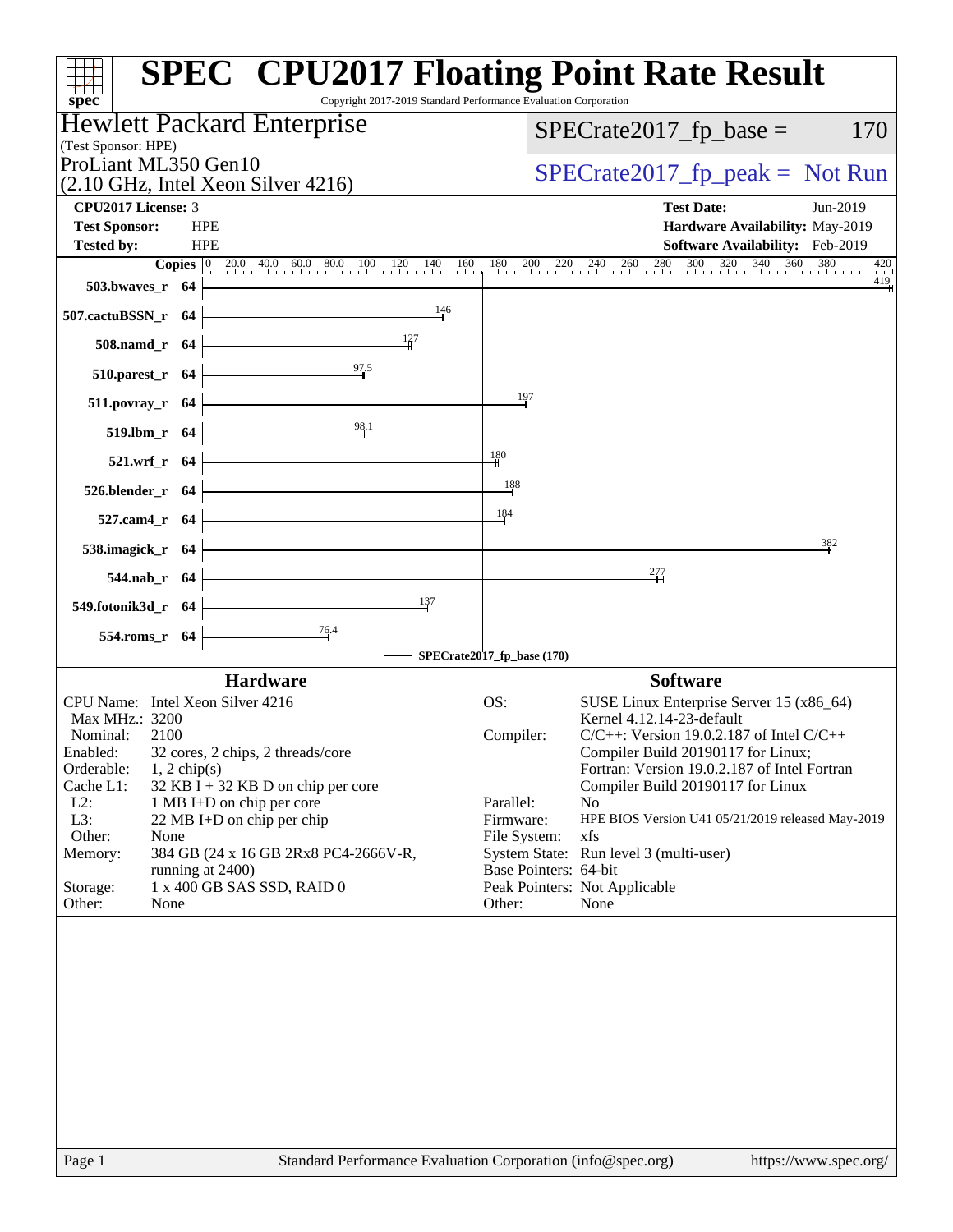# SPEC CPU2017 Floating Point Rate Result

Copyright 2017-2019 Standard Performance Evaluation Corporation

**Hewlett Packard Enterprise**
(Test Sponsor: HPE)

ProLiant ML350 Gen10
(2.10 GHz, Intel Xeon Silver 4216)

SPECrate2017_fp_base = 170

SPECrate2017_fp_peak = Not Run

**CPU2017 License:** 3
**Test Sponsor:** HPE
**Tested by:** HPE

**Test Date:** Jun-2019
**Hardware Availability:** May-2019
**Software Availability:** Feb-2019

| Benchmark | Copies | Base |
|---|---|---|
| 503.bwaves_r | 64 | 419 |
| 507.cactuBSSN_r | 64 | 146 |
| 508.namd_r | 64 | 127 |
| 510.parest_r | 64 | 97.5 |
| 511.povray_r | 64 | 197 |
| 519.lbm_r | 64 | 98.1 |
| 521.wrf_r | 64 | 180 |
| 526.blender_r | 64 | 188 |
| 527.cam4_r | 64 | 184 |
| 538.imagick_r | 64 | 382 |
| 544.nab_r | 64 | 277 |
| 549.fotonik3d_r | 64 | 137 |
| 554.roms_r | 64 | 76.4 |

SPECrate2017_fp_base (170)

## Hardware

- **CPU Name:** Intel Xeon Silver 4216
- **Max MHz.:** 3200
- **Nominal:** 2100
- **Enabled:** 32 cores, 2 chips, 2 threads/core
- **Orderable:** 1, 2 chip(s)
- **Cache L1:** 32 KB I + 32 KB D on chip per core
- **L2:** 1 MB I+D on chip per core
- **L3:** 22 MB I+D on chip per chip
- **Other:** None
- **Memory:** 384 GB (24 x 16 GB 2Rx8 PC4-2666V-R, running at 2400)
- **Storage:** 1 x 400 GB SAS SSD, RAID 0
- **Other:** None

## Software

- **OS:** SUSE Linux Enterprise Server 15 (x86_64) Kernel 4.12.14-23-default
- **Compiler:** C/C++: Version 19.0.2.187 of Intel C/C++ Compiler Build 20190117 for Linux; Fortran: Version 19.0.2.187 of Intel Fortran Compiler Build 20190117 for Linux
- **Parallel:** No
- **Firmware:** HPE BIOS Version U41 05/21/2019 released May-2019
- **File System:** xfs
- **System State:** Run level 3 (multi-user)
- **Base Pointers:** 64-bit
- **Peak Pointers:** Not Applicable
- **Other:** None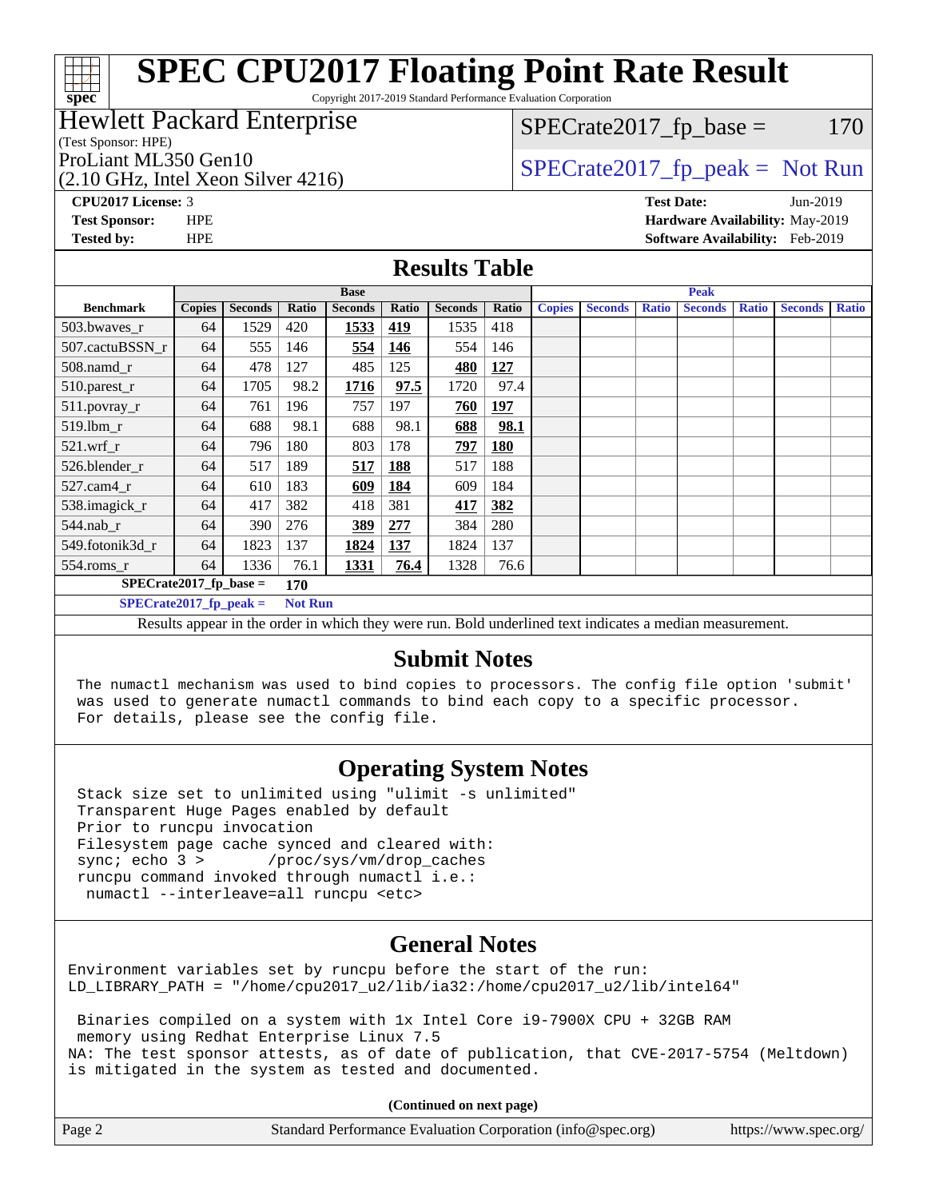# SPEC CPU2017 Floating Point Rate Result

Copyright 2017-2019 Standard Performance Evaluation Corporation

**Hewlett Packard Enterprise**
(Test Sponsor: HPE)
ProLiant ML350 Gen10
(2.10 GHz, Intel Xeon Silver 4216)

SPECrate2017_fp_base = 170

SPECrate2017_fp_peak = Not Run

**CPU2017 License:** 3
**Test Sponsor:** HPE
**Tested by:** HPE

**Test Date:** Jun-2019
**Hardware Availability:** May-2019
**Software Availability:** Feb-2019

## Results Table

| | Base | | | | | | | Peak | | | | | | |
|---|---|---|---|---|---|---|---|---|---|---|---|---|---|---|
| **Benchmark** | **Copies** | **Seconds** | **Ratio** | **Seconds** | **Ratio** | **Seconds** | **Ratio** | **Copies** | **Seconds** | **Ratio** | **Seconds** | **Ratio** | **Seconds** | **Ratio** |
| 503.bwaves_r | 64 | 1529 | 420 | **1533** | **419** | 1535 | 418 | | | | | | | |
| 507.cactuBSSN_r | 64 | 555 | 146 | **554** | **146** | 554 | 146 | | | | | | | |
| 508.namd_r | 64 | 478 | 127 | 485 | 125 | **480** | **127** | | | | | | | |
| 510.parest_r | 64 | 1705 | 98.2 | **1716** | **97.5** | 1720 | 97.4 | | | | | | | |
| 511.povray_r | 64 | 761 | 196 | 757 | 197 | **760** | **197** | | | | | | | |
| 519.lbm_r | 64 | 688 | 98.1 | 688 | 98.1 | **688** | **98.1** | | | | | | | |
| 521.wrf_r | 64 | 796 | 180 | 803 | 178 | **797** | **180** | | | | | | | |
| 526.blender_r | 64 | 517 | 189 | **517** | **188** | 517 | 188 | | | | | | | |
| 527.cam4_r | 64 | 610 | 183 | **609** | **184** | 609 | 184 | | | | | | | |
| 538.imagick_r | 64 | 417 | 382 | 418 | 381 | **417** | **382** | | | | | | | |
| 544.nab_r | 64 | 390 | 276 | **389** | **277** | 384 | 280 | | | | | | | |
| 549.fotonik3d_r | 64 | 1823 | 137 | **1824** | **137** | 1824 | 137 | | | | | | | |
| 554.roms_r | 64 | 1336 | 76.1 | **1331** | **76.4** | 1328 | 76.6 | | | | | | | |

**SPECrate2017_fp_base = 170**

**SPECrate2017_fp_peak = Not Run**

Results appear in the order in which they were run. Bold underlined text indicates a median measurement.

## Submit Notes

```
The numactl mechanism was used to bind copies to processors. The config file option 'submit'
was used to generate numactl commands to bind each copy to a specific processor.
For details, please see the config file.
```

## Operating System Notes

```
Stack size set to unlimited using "ulimit -s unlimited"
Transparent Huge Pages enabled by default
Prior to runcpu invocation
Filesystem page cache synced and cleared with:
sync; echo 3 >       /proc/sys/vm/drop_caches
runcpu command invoked through numactl i.e.:
 numactl --interleave=all runcpu <etc>
```

## General Notes

```
Environment variables set by runcpu before the start of the run:
LD_LIBRARY_PATH = "/home/cpu2017_u2/lib/ia32:/home/cpu2017_u2/lib/intel64"

 Binaries compiled on a system with 1x Intel Core i9-7900X CPU + 32GB RAM
 memory using Redhat Enterprise Linux 7.5
NA: The test sponsor attests, as of date of publication, that CVE-2017-5754 (Meltdown)
is mitigated in the system as tested and documented.
```

**(Continued on next page)**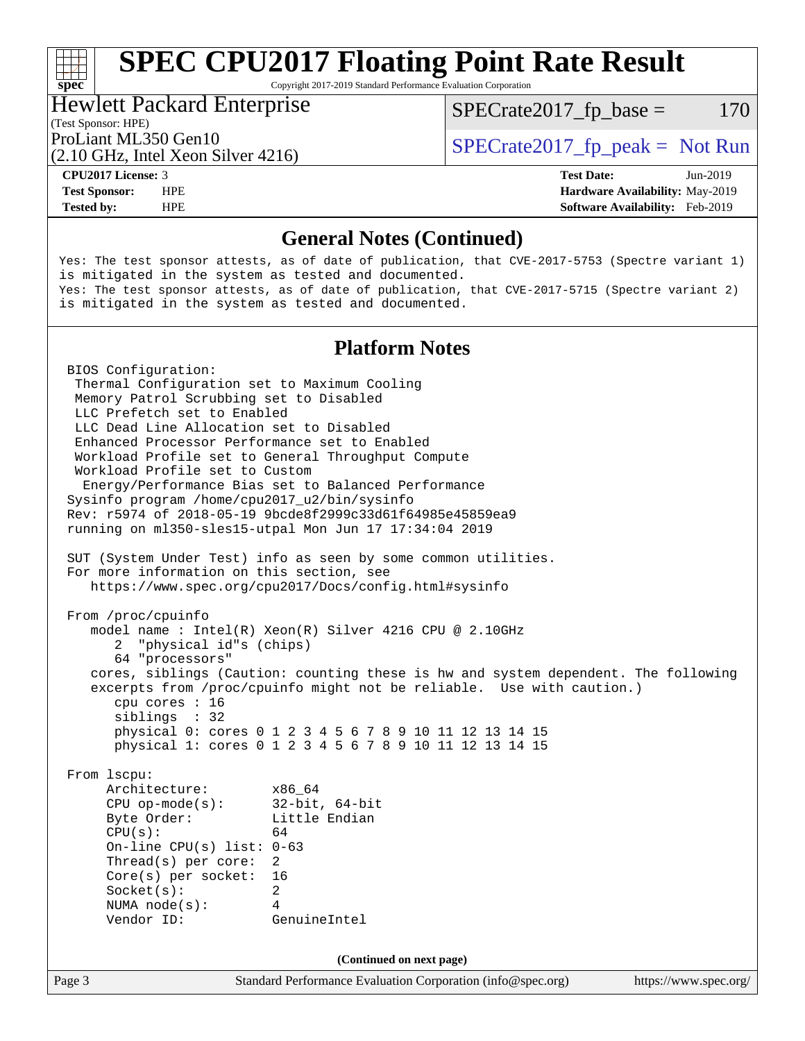## General Notes (Continued)

```
Yes: The test sponsor attests, as of date of publication, that CVE-2017-5753 (Spectre variant 1)
is mitigated in the system as tested and documented.
Yes: The test sponsor attests, as of date of publication, that CVE-2017-5715 (Spectre variant 2)
is mitigated in the system as tested and documented.
```

## Platform Notes

```
BIOS Configuration:
 Thermal Configuration set to Maximum Cooling
 Memory Patrol Scrubbing set to Disabled
 LLC Prefetch set to Enabled
 LLC Dead Line Allocation set to Disabled
 Enhanced Processor Performance set to Enabled
 Workload Profile set to General Throughput Compute
 Workload Profile set to Custom
  Energy/Performance Bias set to Balanced Performance
Sysinfo program /home/cpu2017_u2/bin/sysinfo
Rev: r5974 of 2018-05-19 9bcde8f2999c33d61f64985e45859ea9
running on ml350-sles15-utpal Mon Jun 17 17:34:04 2019

SUT (System Under Test) info as seen by some common utilities.
For more information on this section, see
   https://www.spec.org/cpu2017/Docs/config.html#sysinfo

From /proc/cpuinfo
   model name : Intel(R) Xeon(R) Silver 4216 CPU @ 2.10GHz
      2  "physical id"s (chips)
      64 "processors"
   cores, siblings (Caution: counting these is hw and system dependent. The following
   excerpts from /proc/cpuinfo might not be reliable.  Use with caution.)
      cpu cores : 16
      siblings  : 32
      physical 0: cores 0 1 2 3 4 5 6 7 8 9 10 11 12 13 14 15
      physical 1: cores 0 1 2 3 4 5 6 7 8 9 10 11 12 13 14 15

From lscpu:
     Architecture:        x86_64
     CPU op-mode(s):      32-bit, 64-bit
     Byte Order:          Little Endian
     CPU(s):              64
     On-line CPU(s) list: 0-63
     Thread(s) per core:  2
     Core(s) per socket:  16
     Socket(s):           2
     NUMA node(s):        4
     Vendor ID:           GenuineIntel
```

(Continued on next page)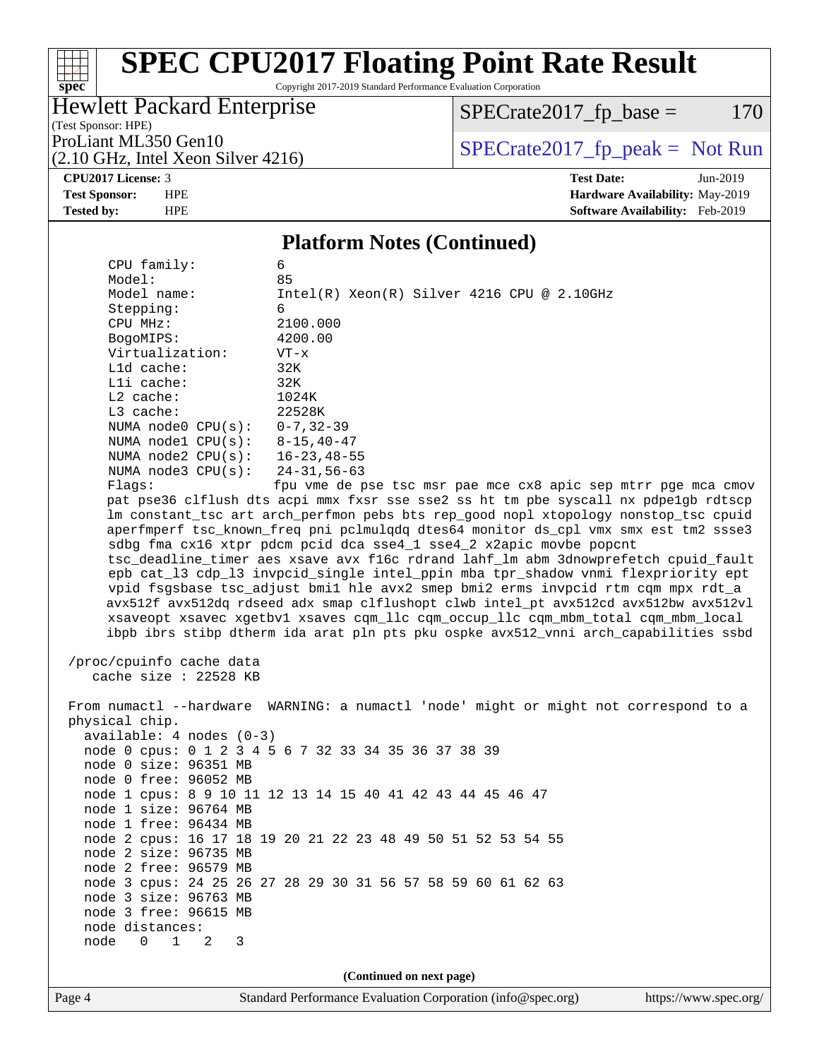# SPEC CPU2017 Floating Point Rate Result

Copyright 2017-2019 Standard Performance Evaluation Corporation

**Hewlett Packard Enterprise**
(Test Sponsor: HPE)
ProLiant ML350 Gen10
(2.10 GHz, Intel Xeon Silver 4216)

SPECrate2017_fp_base = 170

SPECrate2017_fp_peak = Not Run

**CPU2017 License:** 3
**Test Sponsor:** HPE
**Tested by:** HPE

**Test Date:** Jun-2019
**Hardware Availability:** May-2019
**Software Availability:** Feb-2019

## Platform Notes (Continued)

```
     CPU family:          6
     Model:               85
     Model name:          Intel(R) Xeon(R) Silver 4216 CPU @ 2.10GHz
     Stepping:            6
     CPU MHz:             2100.000
     BogoMIPS:            4200.00
     Virtualization:      VT-x
     L1d cache:           32K
     L1i cache:           32K
     L2 cache:            1024K
     L3 cache:            22528K
     NUMA node0 CPU(s):   0-7,32-39
     NUMA node1 CPU(s):   8-15,40-47
     NUMA node2 CPU(s):   16-23,48-55
     NUMA node3 CPU(s):   24-31,56-63
     Flags:               fpu vme de pse tsc msr pae mce cx8 apic sep mtrr pge mca cmov
     pat pse36 clflush dts acpi mmx fxsr sse sse2 ss ht tm pbe syscall nx pdpe1gb rdtscp
     lm constant_tsc art arch_perfmon pebs bts rep_good nopl xtopology nonstop_tsc cpuid
     aperfmperf tsc_known_freq pni pclmulqdq dtes64 monitor ds_cpl vmx smx est tm2 ssse3
     sdbg fma cx16 xtpr pdcm pcid dca sse4_1 sse4_2 x2apic movbe popcnt
     tsc_deadline_timer aes xsave avx f16c rdrand lahf_lm abm 3dnowprefetch cpuid_fault
     epb cat_l3 cdp_l3 invpcid_single intel_ppin mba tpr_shadow vnmi flexpriority ept
     vpid fsgsbase tsc_adjust bmi1 hle avx2 smep bmi2 erms invpcid rtm cqm mpx rdt_a
     avx512f avx512dq rdseed adx smap clflushopt clwb intel_pt avx512cd avx512bw avx512vl
     xsaveopt xsavec xgetbv1 xsaves cqm_llc cqm_occup_llc cqm_mbm_total cqm_mbm_local
     ibpb ibrs stibp dtherm ida arat pln pts pku ospke avx512_vnni arch_capabilities ssbd

 /proc/cpuinfo cache data
    cache size : 22528 KB

 From numactl --hardware  WARNING: a numactl 'node' might or might not correspond to a
 physical chip.
   available: 4 nodes (0-3)
   node 0 cpus: 0 1 2 3 4 5 6 7 32 33 34 35 36 37 38 39
   node 0 size: 96351 MB
   node 0 free: 96052 MB
   node 1 cpus: 8 9 10 11 12 13 14 15 40 41 42 43 44 45 46 47
   node 1 size: 96764 MB
   node 1 free: 96434 MB
   node 2 cpus: 16 17 18 19 20 21 22 23 48 49 50 51 52 53 54 55
   node 2 size: 96735 MB
   node 2 free: 96579 MB
   node 3 cpus: 24 25 26 27 28 29 30 31 56 57 58 59 60 61 62 63
   node 3 size: 96763 MB
   node 3 free: 96615 MB
   node distances:
   node   0   1   2   3
```

(Continued on next page)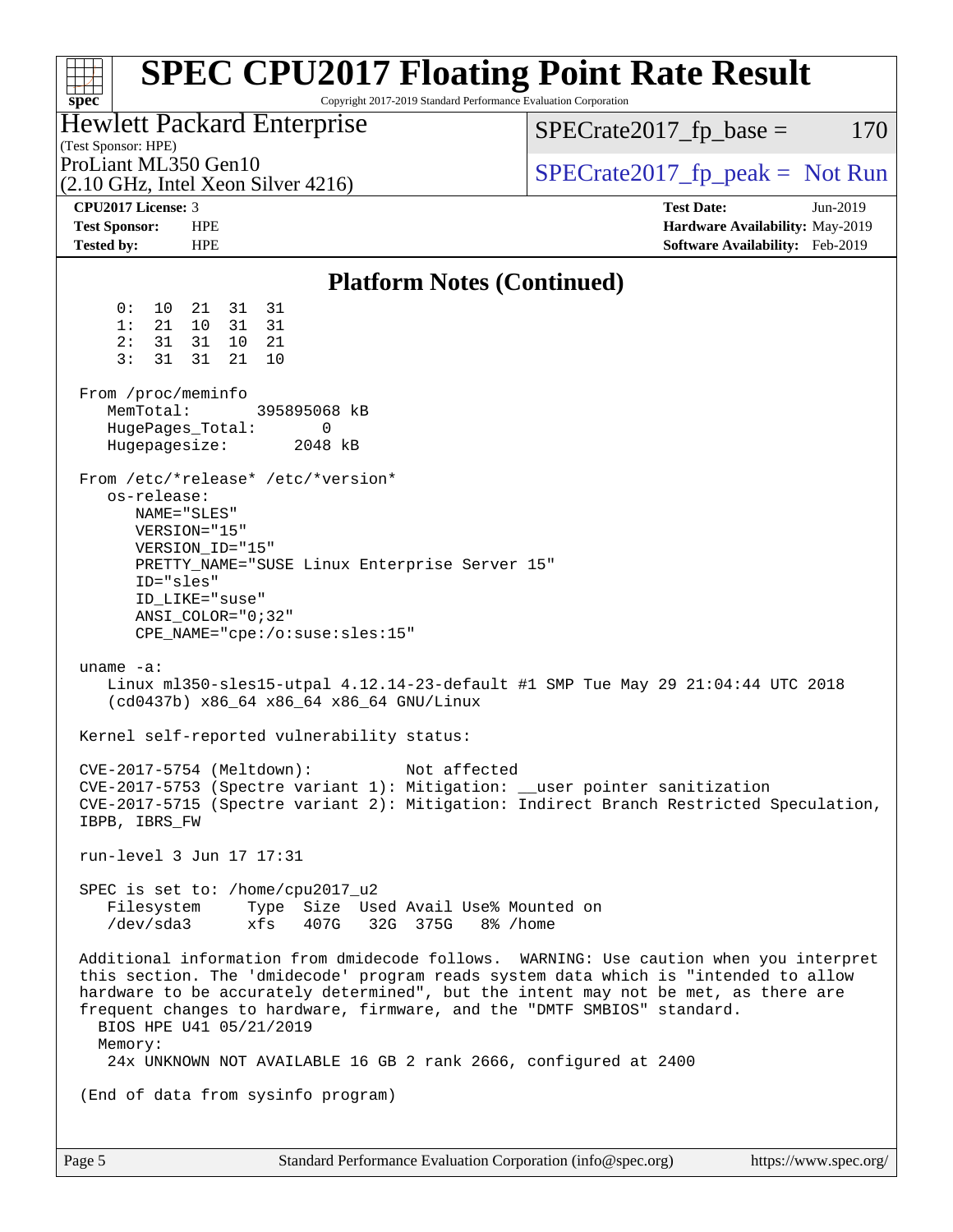## Platform Notes (Continued)

```
     0:  10  21  31  31
     1:  21  10  31  31
     2:  31  31  10  21
     3:  31  31  21  10

 From /proc/meminfo
    MemTotal:       395895068 kB
    HugePages_Total:       0
    Hugepagesize:       2048 kB

 From /etc/*release* /etc/*version*
    os-release:
       NAME="SLES"
       VERSION="15"
       VERSION_ID="15"
       PRETTY_NAME="SUSE Linux Enterprise Server 15"
       ID="sles"
       ID_LIKE="suse"
       ANSI_COLOR="0;32"
       CPE_NAME="cpe:/o:suse:sles:15"

 uname -a:
    Linux ml350-sles15-utpal 4.12.14-23-default #1 SMP Tue May 29 21:04:44 UTC 2018
    (cd0437b) x86_64 x86_64 x86_64 GNU/Linux

 Kernel self-reported vulnerability status:

 CVE-2017-5754 (Meltdown):          Not affected
 CVE-2017-5753 (Spectre variant 1): Mitigation: __user pointer sanitization
 CVE-2017-5715 (Spectre variant 2): Mitigation: Indirect Branch Restricted Speculation,
 IBPB, IBRS_FW

 run-level 3 Jun 17 17:31

 SPEC is set to: /home/cpu2017_u2
    Filesystem     Type  Size  Used Avail Use% Mounted on
    /dev/sda3      xfs   407G   32G  375G   8% /home

 Additional information from dmidecode follows.  WARNING: Use caution when you interpret
 this section. The 'dmidecode' program reads system data which is "intended to allow
 hardware to be accurately determined", but the intent may not be met, as there are
 frequent changes to hardware, firmware, and the "DMTF SMBIOS" standard.
   BIOS HPE U41 05/21/2019
   Memory:
    24x UNKNOWN NOT AVAILABLE 16 GB 2 rank 2666, configured at 2400

 (End of data from sysinfo program)
```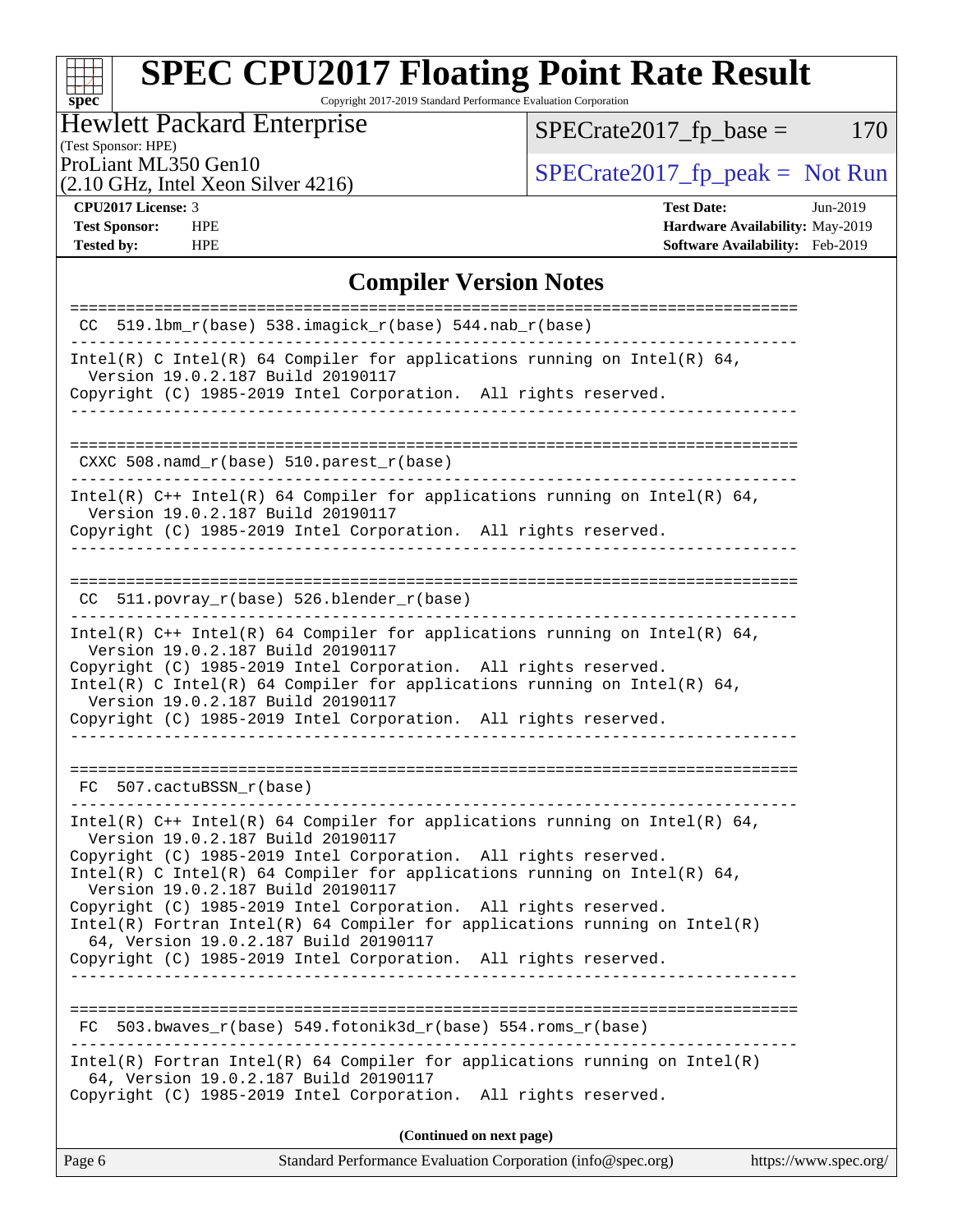# SPEC CPU2017 Floating Point Rate Result

Copyright 2017-2019 Standard Performance Evaluation Corporation

Hewlett Packard Enterprise
(Test Sponsor: HPE)
ProLiant ML350 Gen10
(2.10 GHz, Intel Xeon Silver 4216)

SPECrate2017_fp_base = 170

SPECrate2017_fp_peak = Not Run

**CPU2017 License:** 3
**Test Sponsor:** HPE
**Tested by:** HPE

**Test Date:** Jun-2019
**Hardware Availability:** May-2019
**Software Availability:** Feb-2019

## Compiler Version Notes

```
==============================================================================
 CC  519.lbm_r(base) 538.imagick_r(base) 544.nab_r(base)
------------------------------------------------------------------------------
Intel(R) C Intel(R) 64 Compiler for applications running on Intel(R) 64,
  Version 19.0.2.187 Build 20190117
Copyright (C) 1985-2019 Intel Corporation.  All rights reserved.
------------------------------------------------------------------------------

==============================================================================
 CXXC 508.namd_r(base) 510.parest_r(base)
------------------------------------------------------------------------------
Intel(R) C++ Intel(R) 64 Compiler for applications running on Intel(R) 64,
  Version 19.0.2.187 Build 20190117
Copyright (C) 1985-2019 Intel Corporation.  All rights reserved.
------------------------------------------------------------------------------

==============================================================================
 CC  511.povray_r(base) 526.blender_r(base)
------------------------------------------------------------------------------
Intel(R) C++ Intel(R) 64 Compiler for applications running on Intel(R) 64,
  Version 19.0.2.187 Build 20190117
Copyright (C) 1985-2019 Intel Corporation.  All rights reserved.
Intel(R) C Intel(R) 64 Compiler for applications running on Intel(R) 64,
  Version 19.0.2.187 Build 20190117
Copyright (C) 1985-2019 Intel Corporation.  All rights reserved.
------------------------------------------------------------------------------

==============================================================================
 FC  507.cactuBSSN_r(base)
------------------------------------------------------------------------------
Intel(R) C++ Intel(R) 64 Compiler for applications running on Intel(R) 64,
  Version 19.0.2.187 Build 20190117
Copyright (C) 1985-2019 Intel Corporation.  All rights reserved.
Intel(R) C Intel(R) 64 Compiler for applications running on Intel(R) 64,
  Version 19.0.2.187 Build 20190117
Copyright (C) 1985-2019 Intel Corporation.  All rights reserved.
Intel(R) Fortran Intel(R) 64 Compiler for applications running on Intel(R)
  64, Version 19.0.2.187 Build 20190117
Copyright (C) 1985-2019 Intel Corporation.  All rights reserved.
------------------------------------------------------------------------------

==============================================================================
 FC  503.bwaves_r(base) 549.fotonik3d_r(base) 554.roms_r(base)
------------------------------------------------------------------------------
Intel(R) Fortran Intel(R) 64 Compiler for applications running on Intel(R)
  64, Version 19.0.2.187 Build 20190117
Copyright (C) 1985-2019 Intel Corporation.  All rights reserved.
```

**(Continued on next page)**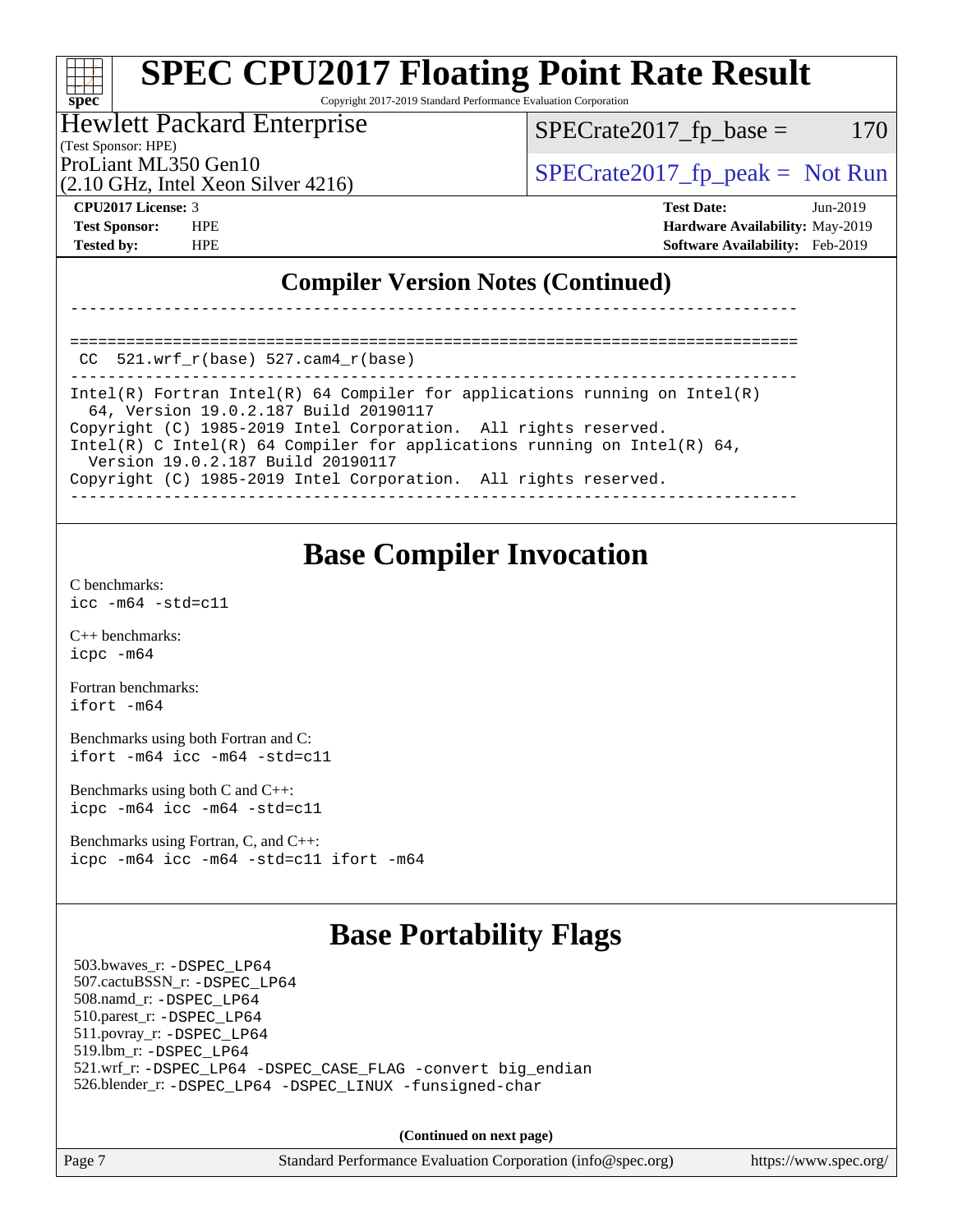## Compiler Version Notes (Continued)

```
------------------------------------------------------------------------------

==============================================================================
 CC  521.wrf_r(base) 527.cam4_r(base)
------------------------------------------------------------------------------
Intel(R) Fortran Intel(R) 64 Compiler for applications running on Intel(R)
  64, Version 19.0.2.187 Build 20190117
Copyright (C) 1985-2019 Intel Corporation.  All rights reserved.
Intel(R) C Intel(R) 64 Compiler for applications running on Intel(R) 64,
  Version 19.0.2.187 Build 20190117
Copyright (C) 1985-2019 Intel Corporation.  All rights reserved.
------------------------------------------------------------------------------
```

## Base Compiler Invocation

C benchmarks:
`icc -m64 -std=c11`

C++ benchmarks:
`icpc -m64`

Fortran benchmarks:
`ifort -m64`

Benchmarks using both Fortran and C:
`ifort -m64 icc -m64 -std=c11`

Benchmarks using both C and C++:
`icpc -m64 icc -m64 -std=c11`

Benchmarks using Fortran, C, and C++:
`icpc -m64 icc -m64 -std=c11 ifort -m64`

## Base Portability Flags

503.bwaves_r: `-DSPEC_LP64`
507.cactuBSSN_r: `-DSPEC_LP64`
508.namd_r: `-DSPEC_LP64`
510.parest_r: `-DSPEC_LP64`
511.povray_r: `-DSPEC_LP64`
519.lbm_r: `-DSPEC_LP64`
521.wrf_r: `-DSPEC_LP64 -DSPEC_CASE_FLAG -convert big_endian`
526.blender_r: `-DSPEC_LP64 -DSPEC_LINUX -funsigned-char`

**(Continued on next page)**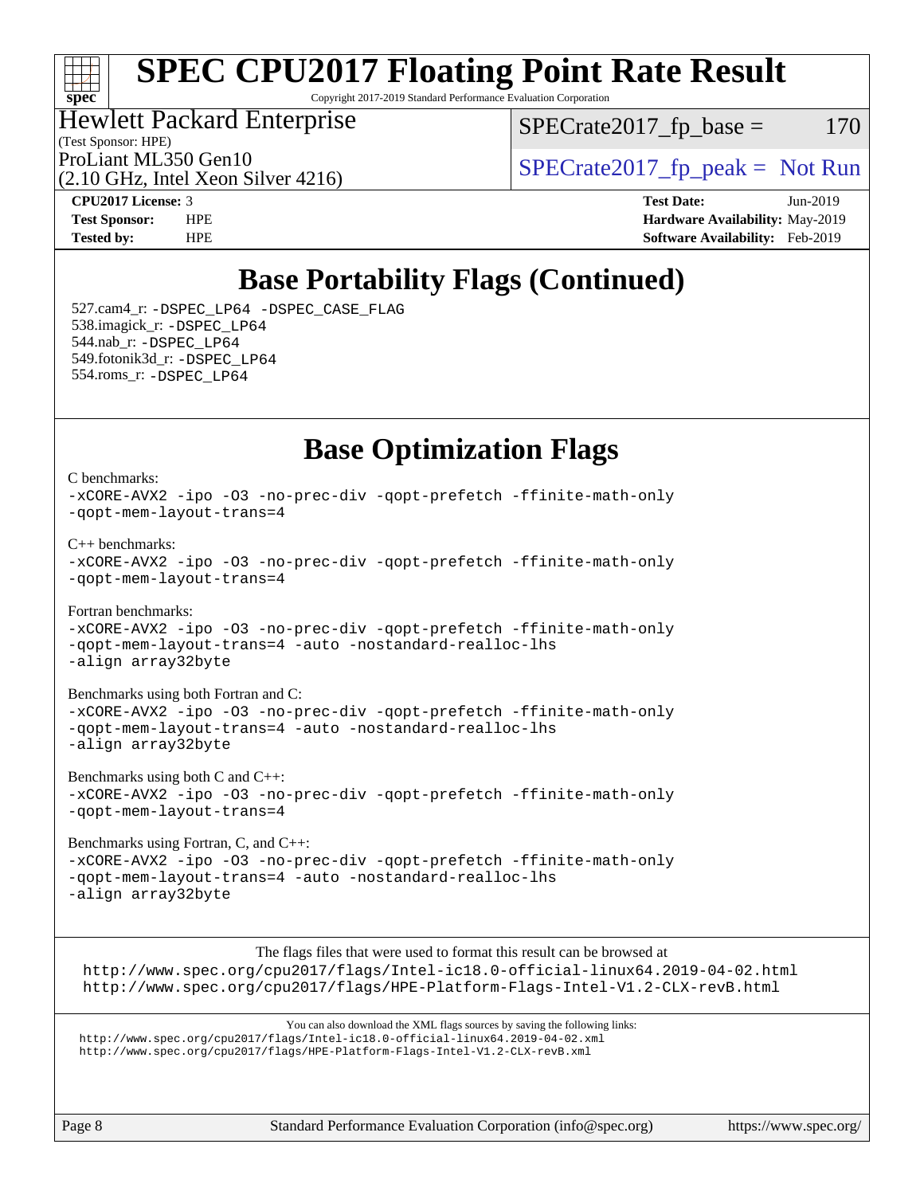# SPEC CPU2017 Floating Point Rate Result

Copyright 2017-2019 Standard Performance Evaluation Corporation

Hewlett Packard Enterprise
(Test Sponsor: HPE)
ProLiant ML350 Gen10
(2.10 GHz, Intel Xeon Silver 4216)

SPECrate2017_fp_base = 170

SPECrate2017_fp_peak = Not Run

**CPU2017 License:** 3
**Test Sponsor:** HPE
**Tested by:** HPE

**Test Date:** Jun-2019
**Hardware Availability:** May-2019
**Software Availability:** Feb-2019

## Base Portability Flags (Continued)

527.cam4_r: -DSPEC_LP64 -DSPEC_CASE_FLAG
538.imagick_r: -DSPEC_LP64
544.nab_r: -DSPEC_LP64
549.fotonik3d_r: -DSPEC_LP64
554.roms_r: -DSPEC_LP64

## Base Optimization Flags

C benchmarks:
-xCORE-AVX2 -ipo -O3 -no-prec-div -qopt-prefetch -ffinite-math-only
-qopt-mem-layout-trans=4

C++ benchmarks:
-xCORE-AVX2 -ipo -O3 -no-prec-div -qopt-prefetch -ffinite-math-only
-qopt-mem-layout-trans=4

Fortran benchmarks:
-xCORE-AVX2 -ipo -O3 -no-prec-div -qopt-prefetch -ffinite-math-only
-qopt-mem-layout-trans=4 -auto -nostandard-realloc-lhs
-align array32byte

Benchmarks using both Fortran and C:
-xCORE-AVX2 -ipo -O3 -no-prec-div -qopt-prefetch -ffinite-math-only
-qopt-mem-layout-trans=4 -auto -nostandard-realloc-lhs
-align array32byte

Benchmarks using both C and C++:
-xCORE-AVX2 -ipo -O3 -no-prec-div -qopt-prefetch -ffinite-math-only
-qopt-mem-layout-trans=4

Benchmarks using Fortran, C, and C++:
-xCORE-AVX2 -ipo -O3 -no-prec-div -qopt-prefetch -ffinite-math-only
-qopt-mem-layout-trans=4 -auto -nostandard-realloc-lhs
-align array32byte

The flags files that were used to format this result can be browsed at
http://www.spec.org/cpu2017/flags/Intel-ic18.0-official-linux64.2019-04-02.html
http://www.spec.org/cpu2017/flags/HPE-Platform-Flags-Intel-V1.2-CLX-revB.html

You can also download the XML flags sources by saving the following links:
http://www.spec.org/cpu2017/flags/Intel-ic18.0-official-linux64.2019-04-02.xml
http://www.spec.org/cpu2017/flags/HPE-Platform-Flags-Intel-V1.2-CLX-revB.xml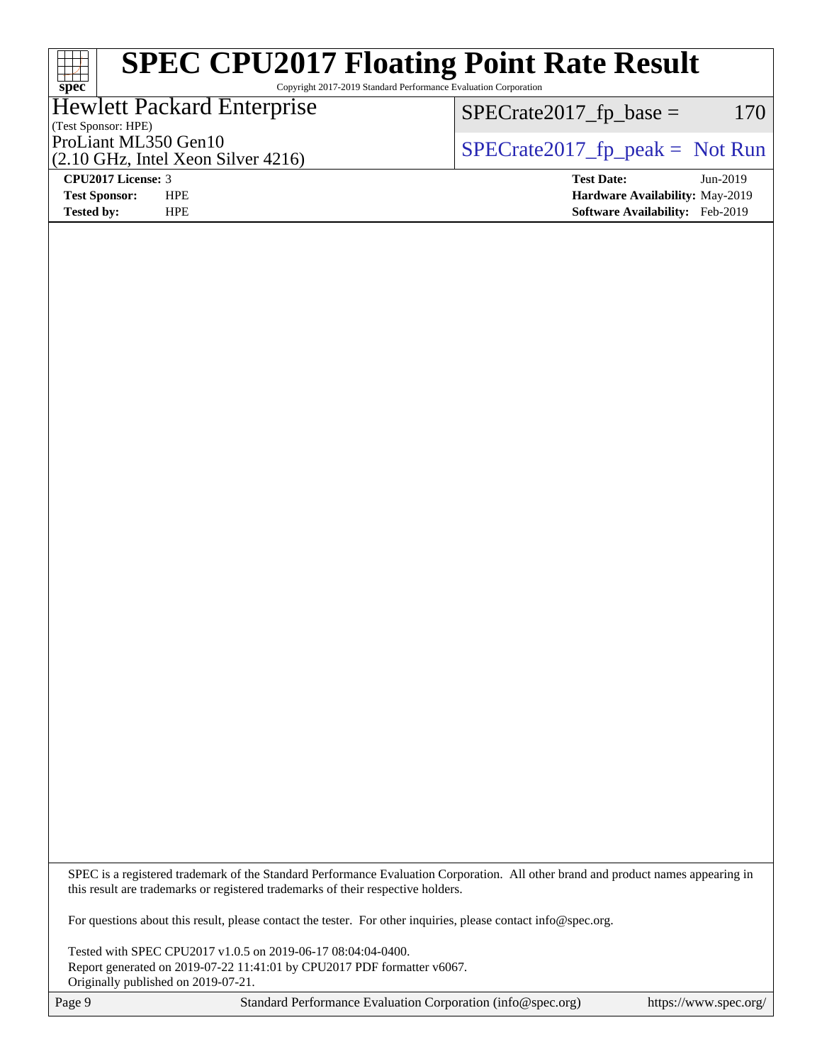# SPEC CPU2017 Floating Point Rate Result

Copyright 2017-2019 Standard Performance Evaluation Corporation

Hewlett Packard Enterprise
(Test Sponsor: HPE)
ProLiant ML350 Gen10
(2.10 GHz, Intel Xeon Silver 4216)

SPECrate2017_fp_base = 170

SPECrate2017_fp_peak = Not Run

**CPU2017 License:** 3
**Test Sponsor:** HPE
**Tested by:** HPE

**Test Date:** Jun-2019
**Hardware Availability:** May-2019
**Software Availability:** Feb-2019

SPEC is a registered trademark of the Standard Performance Evaluation Corporation. All other brand and product names appearing in this result are trademarks or registered trademarks of their respective holders.

For questions about this result, please contact the tester. For other inquiries, please contact info@spec.org.

Tested with SPEC CPU2017 v1.0.5 on 2019-06-17 08:04:04-0400.
Report generated on 2019-07-22 11:41:01 by CPU2017 PDF formatter v6067.
Originally published on 2019-07-21.